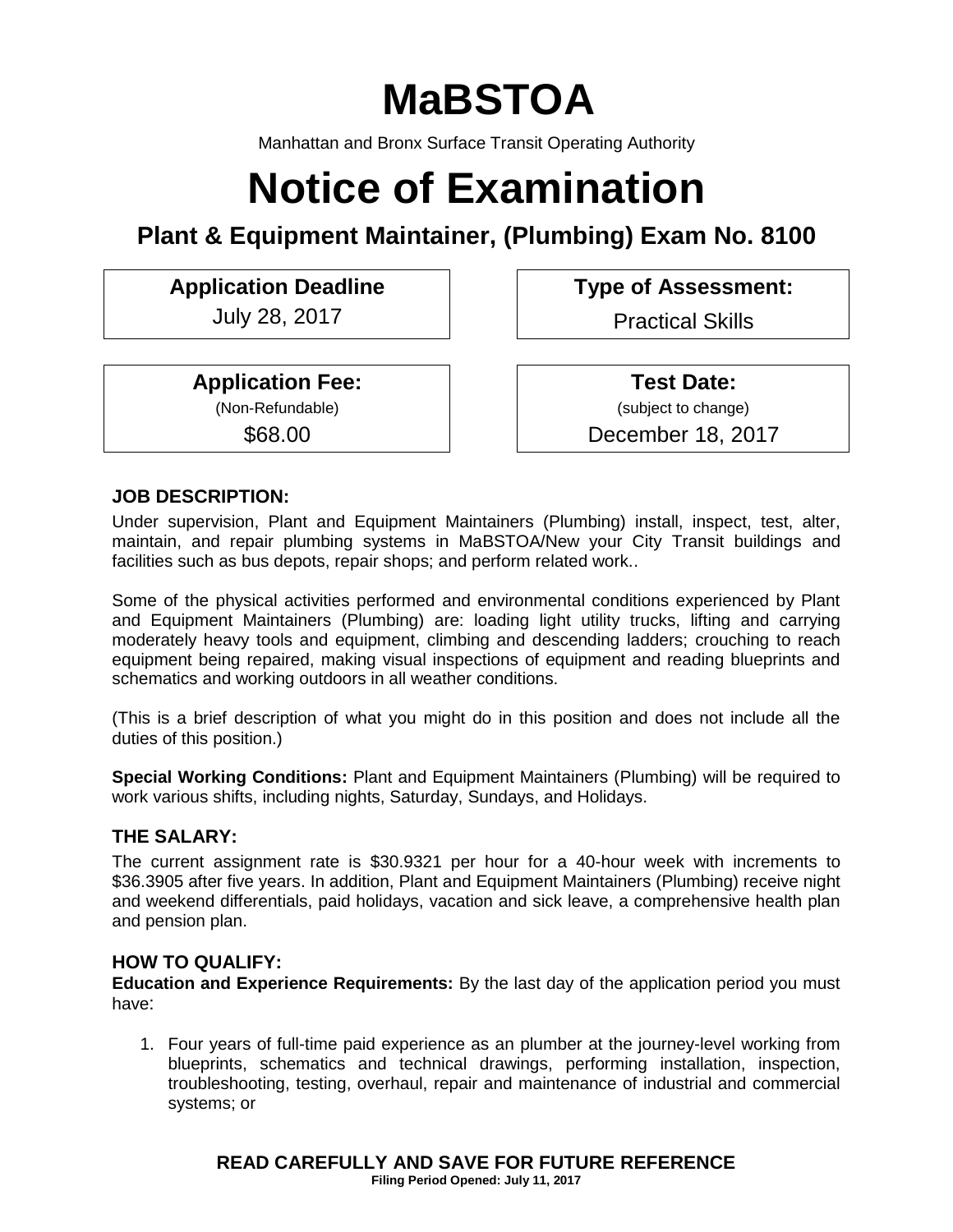# MaBSTOA

Manhattan and Bronx Surface Transit Operating Authority

# Notice of Examination

## Plant & Equipment Maintainer, (Plumbing) Exam No. 8100

| **Application Deadline** | **Type of Assessment:** |
| --- | --- |
| July 28, 2017 | Practical Skills |

| **Application Fee:** (Non-Refundable) | **Test Date:** (subject to change) |
| --- | --- |
| $68.00 | December 18, 2017 |

### JOB DESCRIPTION:

Under supervision, Plant and Equipment Maintainers (Plumbing) install, inspect, test, alter, maintain, and repair plumbing systems in MaBSTOA/New your City Transit buildings and facilities such as bus depots, repair shops; and perform related work..

Some of the physical activities performed and environmental conditions experienced by Plant and Equipment Maintainers (Plumbing) are: loading light utility trucks, lifting and carrying moderately heavy tools and equipment, climbing and descending ladders; crouching to reach equipment being repaired, making visual inspections of equipment and reading blueprints and schematics and working outdoors in all weather conditions.

(This is a brief description of what you might do in this position and does not include all the duties of this position.)

**Special Working Conditions:** Plant and Equipment Maintainers (Plumbing) will be required to work various shifts, including nights, Saturday, Sundays, and Holidays.

### THE SALARY:

The current assignment rate is $30.9321 per hour for a 40-hour week with increments to $36.3905 after five years. In addition, Plant and Equipment Maintainers (Plumbing) receive night and weekend differentials, paid holidays, vacation and sick leave, a comprehensive health plan and pension plan.

### HOW TO QUALIFY:

**Education and Experience Requirements:** By the last day of the application period you must have:

1. Four years of full-time paid experience as an plumber at the journey-level working from blueprints, schematics and technical drawings, performing installation, inspection, troubleshooting, testing, overhaul, repair and maintenance of industrial and commercial systems; or

**READ CAREFULLY AND SAVE FOR FUTURE REFERENCE**

**Filing Period Opened: July 11, 2017**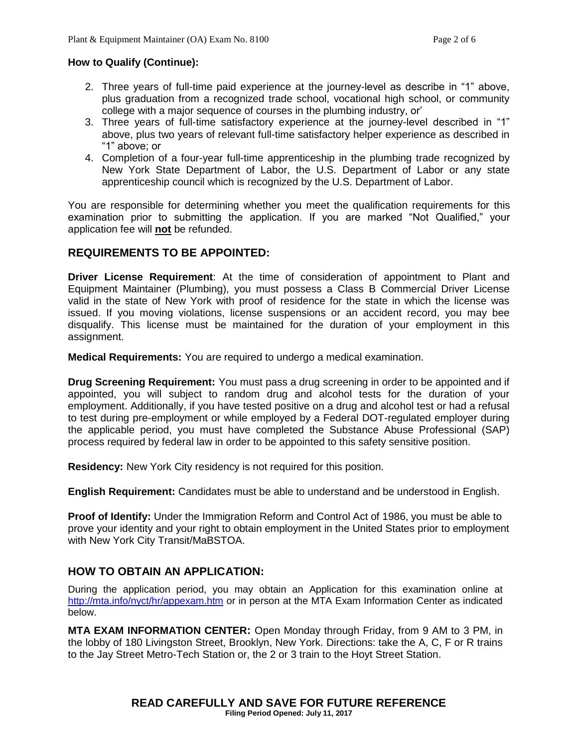**How to Qualify (Continue):**

2. Three years of full-time paid experience at the journey-level as describe in "1" above, plus graduation from a recognized trade school, vocational high school, or community college with a major sequence of courses in the plumbing industry, or'
3. Three years of full-time satisfactory experience at the journey-level described in "1" above, plus two years of relevant full-time satisfactory helper experience as described in "1" above; or
4. Completion of a four-year full-time apprenticeship in the plumbing trade recognized by New York State Department of Labor, the U.S. Department of Labor or any state apprenticeship council which is recognized by the U.S. Department of Labor.

You are responsible for determining whether you meet the qualification requirements for this examination prior to submitting the application. If you are marked "Not Qualified," your application fee will **not** be refunded.

## REQUIREMENTS TO BE APPOINTED:

**Driver License Requirement**: At the time of consideration of appointment to Plant and Equipment Maintainer (Plumbing), you must possess a Class B Commercial Driver License valid in the state of New York with proof of residence for the state in which the license was issued. If you moving violations, license suspensions or an accident record, you may bee disqualify. This license must be maintained for the duration of your employment in this assignment.

**Medical Requirements:** You are required to undergo a medical examination.

**Drug Screening Requirement:** You must pass a drug screening in order to be appointed and if appointed, you will subject to random drug and alcohol tests for the duration of your employment. Additionally, if you have tested positive on a drug and alcohol test or had a refusal to test during pre-employment or while employed by a Federal DOT-regulated employer during the applicable period, you must have completed the Substance Abuse Professional (SAP) process required by federal law in order to be appointed to this safety sensitive position.

**Residency:** New York City residency is not required for this position.

**English Requirement:** Candidates must be able to understand and be understood in English.

**Proof of Identify:** Under the Immigration Reform and Control Act of 1986, you must be able to prove your identity and your right to obtain employment in the United States prior to employment with New York City Transit/MaBSTOA.

## HOW TO OBTAIN AN APPLICATION:

During the application period, you may obtain an Application for this examination online at http://mta.info/nyct/hr/appexam.htm or in person at the MTA Exam Information Center as indicated below.

**MTA EXAM INFORMATION CENTER:** Open Monday through Friday, from 9 AM to 3 PM, in the lobby of 180 Livingston Street, Brooklyn, New York. Directions: take the A, C, F or R trains to the Jay Street Metro-Tech Station or, the 2 or 3 train to the Hoyt Street Station.

**READ CAREFULLY AND SAVE FOR FUTURE REFERENCE**

**Filing Period Opened: July 11, 2017**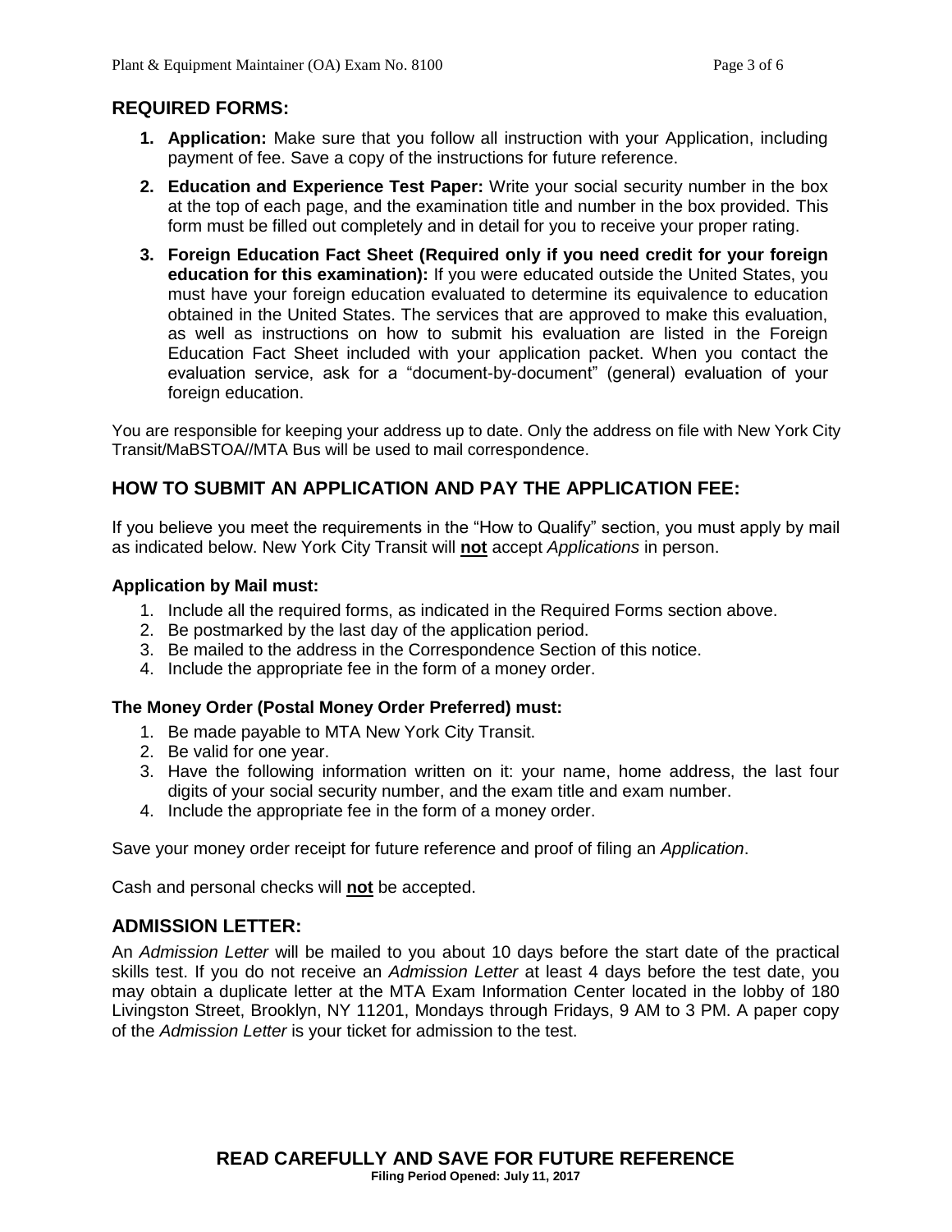## REQUIRED FORMS:

1. **Application:** Make sure that you follow all instruction with your Application, including payment of fee. Save a copy of the instructions for future reference.
2. **Education and Experience Test Paper:** Write your social security number in the box at the top of each page, and the examination title and number in the box provided. This form must be filled out completely and in detail for you to receive your proper rating.
3. **Foreign Education Fact Sheet (Required only if you need credit for your foreign education for this examination):** If you were educated outside the United States, you must have your foreign education evaluated to determine its equivalence to education obtained in the United States. The services that are approved to make this evaluation, as well as instructions on how to submit his evaluation are listed in the Foreign Education Fact Sheet included with your application packet. When you contact the evaluation service, ask for a "document-by-document" (general) evaluation of your foreign education.

You are responsible for keeping your address up to date. Only the address on file with New York City Transit/MaBSTOA//MTA Bus will be used to mail correspondence.

## HOW TO SUBMIT AN APPLICATION AND PAY THE APPLICATION FEE:

If you believe you meet the requirements in the "How to Qualify" section, you must apply by mail as indicated below. New York City Transit will **not** accept *Applications* in person.

**Application by Mail must:**

1. Include all the required forms, as indicated in the Required Forms section above.
2. Be postmarked by the last day of the application period.
3. Be mailed to the address in the Correspondence Section of this notice.
4. Include the appropriate fee in the form of a money order.

**The Money Order (Postal Money Order Preferred) must:**

1. Be made payable to MTA New York City Transit.
2. Be valid for one year.
3. Have the following information written on it: your name, home address, the last four digits of your social security number, and the exam title and exam number.
4. Include the appropriate fee in the form of a money order.

Save your money order receipt for future reference and proof of filing an *Application*.

Cash and personal checks will **not** be accepted.

## ADMISSION LETTER:

An *Admission Letter* will be mailed to you about 10 days before the start date of the practical skills test. If you do not receive an *Admission Letter* at least 4 days before the test date, you may obtain a duplicate letter at the MTA Exam Information Center located in the lobby of 180 Livingston Street, Brooklyn, NY 11201, Mondays through Fridays, 9 AM to 3 PM. A paper copy of the *Admission Letter* is your ticket for admission to the test.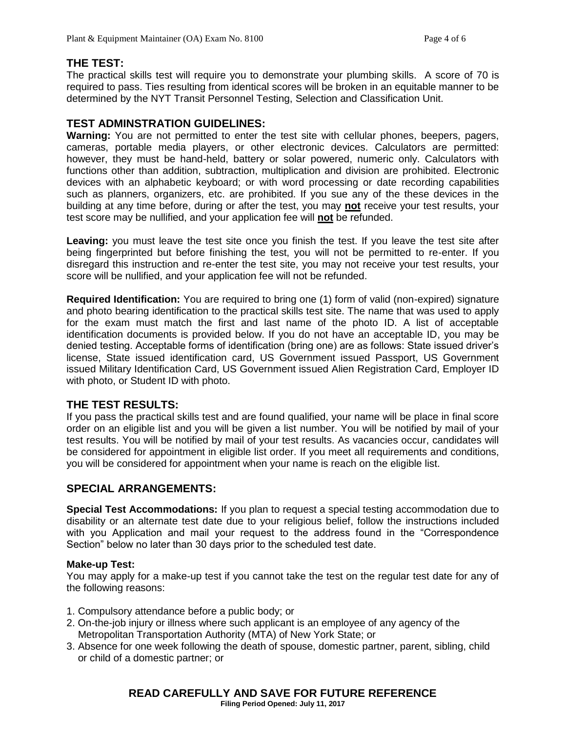## THE TEST:

The practical skills test will require you to demonstrate your plumbing skills. A score of 70 is required to pass. Ties resulting from identical scores will be broken in an equitable manner to be determined by the NYT Transit Personnel Testing, Selection and Classification Unit.

## TEST ADMINSTRATION GUIDELINES:

**Warning:** You are not permitted to enter the test site with cellular phones, beepers, pagers, cameras, portable media players, or other electronic devices. Calculators are permitted: however, they must be hand-held, battery or solar powered, numeric only. Calculators with functions other than addition, subtraction, multiplication and division are prohibited. Electronic devices with an alphabetic keyboard; or with word processing or date recording capabilities such as planners, organizers, etc. are prohibited. If you sue any of the these devices in the building at any time before, during or after the test, you may **not** receive your test results, your test score may be nullified, and your application fee will **not** be refunded.

**Leaving:** you must leave the test site once you finish the test. If you leave the test site after being fingerprinted but before finishing the test, you will not be permitted to re-enter. If you disregard this instruction and re-enter the test site, you may not receive your test results, your score will be nullified, and your application fee will not be refunded.

**Required Identification:** You are required to bring one (1) form of valid (non-expired) signature and photo bearing identification to the practical skills test site. The name that was used to apply for the exam must match the first and last name of the photo ID. A list of acceptable identification documents is provided below. If you do not have an acceptable ID, you may be denied testing. Acceptable forms of identification (bring one) are as follows: State issued driver's license, State issued identification card, US Government issued Passport, US Government issued Military Identification Card, US Government issued Alien Registration Card, Employer ID with photo, or Student ID with photo.

## THE TEST RESULTS:

If you pass the practical skills test and are found qualified, your name will be place in final score order on an eligible list and you will be given a list number. You will be notified by mail of your test results. You will be notified by mail of your test results. As vacancies occur, candidates will be considered for appointment in eligible list order. If you meet all requirements and conditions, you will be considered for appointment when your name is reach on the eligible list.

## SPECIAL ARRANGEMENTS:

**Special Test Accommodations:** If you plan to request a special testing accommodation due to disability or an alternate test date due to your religious belief, follow the instructions included with you Application and mail your request to the address found in the "Correspondence Section" below no later than 30 days prior to the scheduled test date.

**Make-up Test:**

You may apply for a make-up test if you cannot take the test on the regular test date for any of the following reasons:

1. Compulsory attendance before a public body; or
2. On-the-job injury or illness where such applicant is an employee of any agency of the Metropolitan Transportation Authority (MTA) of New York State; or
3. Absence for one week following the death of spouse, domestic partner, parent, sibling, child or child of a domestic partner; or

**READ CAREFULLY AND SAVE FOR FUTURE REFERENCE**

**Filing Period Opened: July 11, 2017**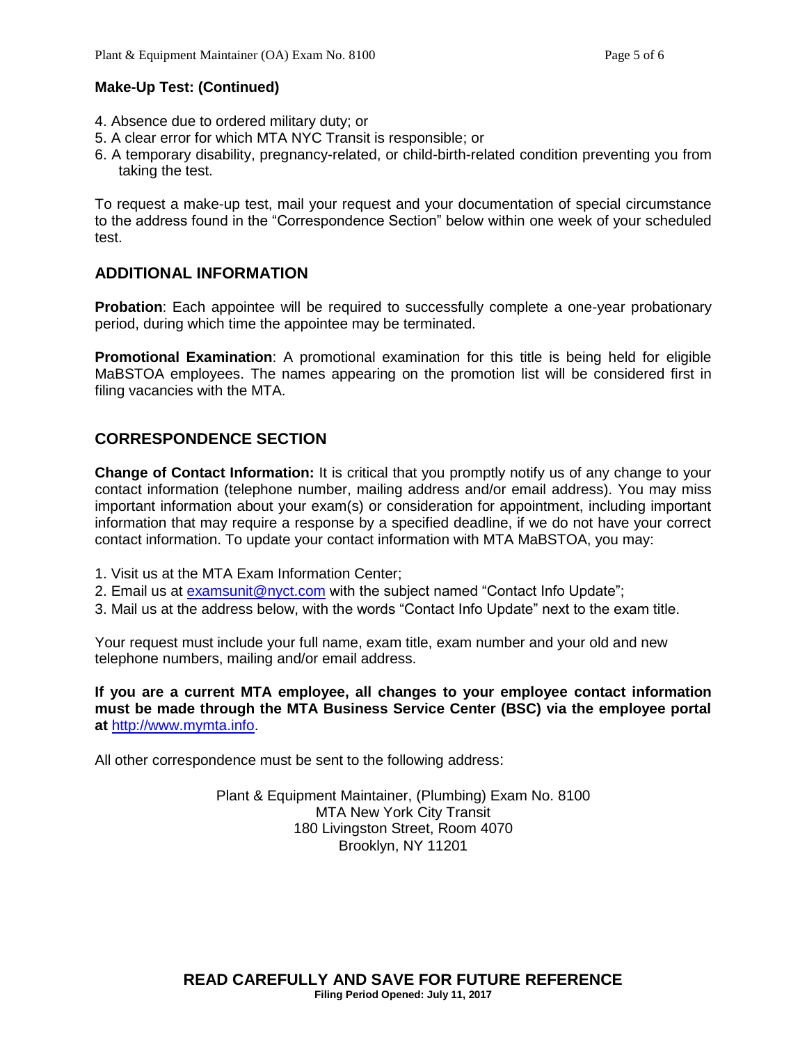**Make-Up Test: (Continued)**

4. Absence due to ordered military duty; or
5. A clear error for which MTA NYC Transit is responsible; or
6. A temporary disability, pregnancy-related, or child-birth-related condition preventing you from taking the test.

To request a make-up test, mail your request and your documentation of special circumstance to the address found in the "Correspondence Section" below within one week of your scheduled test.

## ADDITIONAL INFORMATION

**Probation**: Each appointee will be required to successfully complete a one-year probationary period, during which time the appointee may be terminated.

**Promotional Examination**: A promotional examination for this title is being held for eligible MaBSTOA employees. The names appearing on the promotion list will be considered first in filing vacancies with the MTA.

## CORRESPONDENCE SECTION

**Change of Contact Information:** It is critical that you promptly notify us of any change to your contact information (telephone number, mailing address and/or email address). You may miss important information about your exam(s) or consideration for appointment, including important information that may require a response by a specified deadline, if we do not have your correct contact information. To update your contact information with MTA MaBSTOA, you may:

1. Visit us at the MTA Exam Information Center;
2. Email us at examsunit@nyct.com with the subject named "Contact Info Update";
3. Mail us at the address below, with the words "Contact Info Update" next to the exam title.

Your request must include your full name, exam title, exam number and your old and new telephone numbers, mailing and/or email address.

**If you are a current MTA employee, all changes to your employee contact information must be made through the MTA Business Service Center (BSC) via the employee portal at** http://www.mymta.info.

All other correspondence must be sent to the following address:

Plant & Equipment Maintainer, (Plumbing) Exam No. 8100
MTA New York City Transit
180 Livingston Street, Room 4070
Brooklyn, NY 11201

**READ CAREFULLY AND SAVE FOR FUTURE REFERENCE**

**Filing Period Opened: July 11, 2017**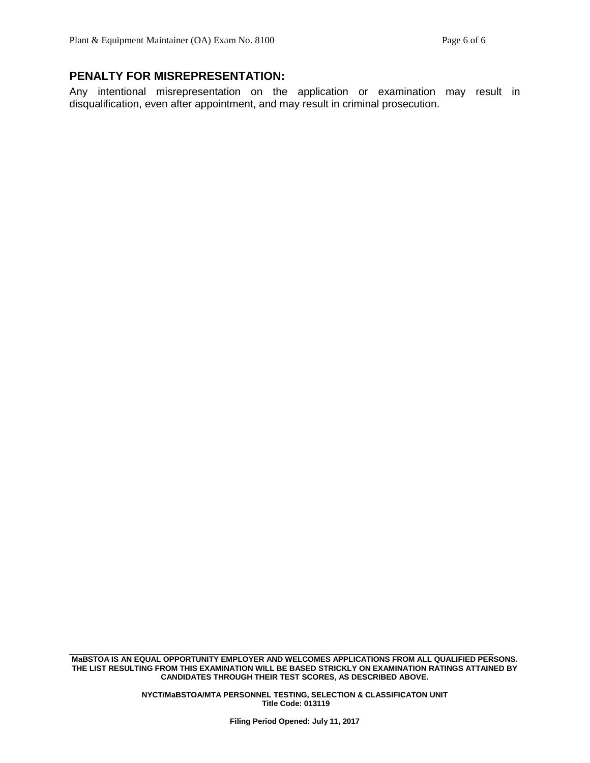## PENALTY FOR MISREPRESENTATION:

Any intentional misrepresentation on the application or examination may result in disqualification, even after appointment, and may result in criminal prosecution.

---

**MaBSTOA IS AN EQUAL OPPORTUNITY EMPLOYER AND WELCOMES APPLICATIONS FROM ALL QUALIFIED PERSONS. THE LIST RESULTING FROM THIS EXAMINATION WILL BE BASED STRICKLY ON EXAMINATION RATINGS ATTAINED BY CANDIDATES THROUGH THEIR TEST SCORES, AS DESCRIBED ABOVE.**

**NYCT/MaBSTOA/MTA PERSONNEL TESTING, SELECTION & CLASSIFICATON UNIT**
**Title Code: 013119**

**Filing Period Opened: July 11, 2017**